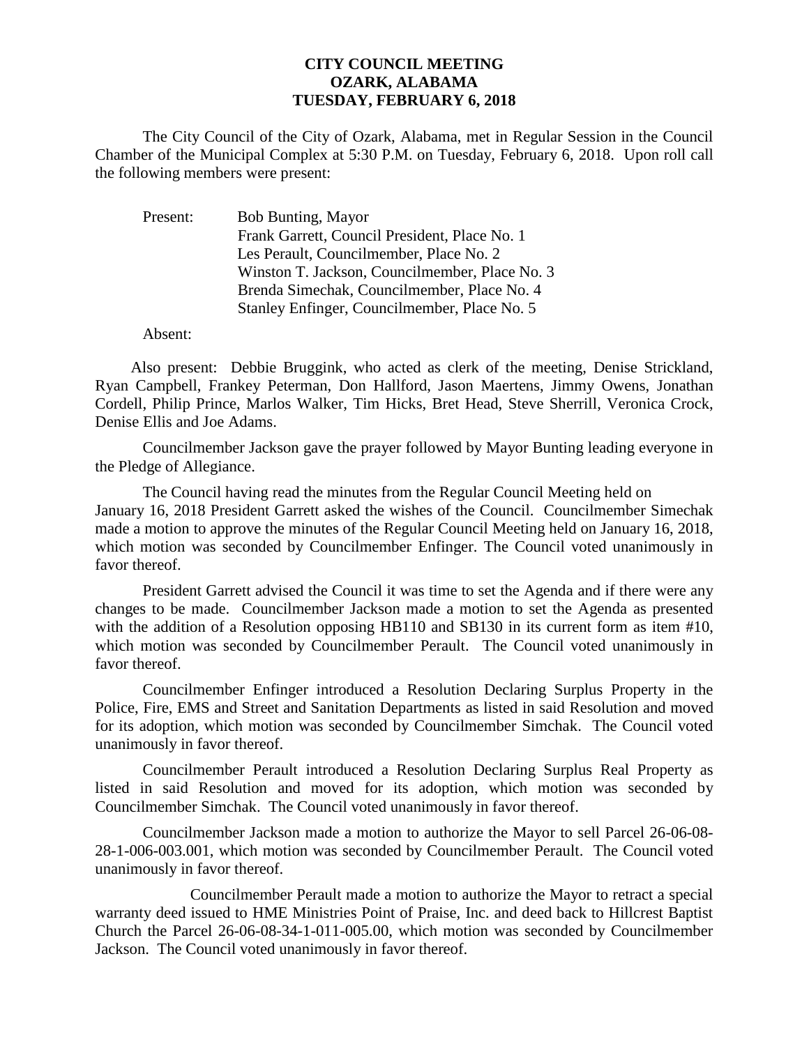**CITY COUNCIL MEETING**
**OZARK, ALABAMA**
**TUESDAY, FEBRUARY 6, 2018**

The City Council of the City of Ozark, Alabama, met in Regular Session in the Council Chamber of the Municipal Complex at 5:30 P.M. on Tuesday, February 6, 2018. Upon roll call the following members were present:

Present: Bob Bunting, Mayor
Frank Garrett, Council President, Place No. 1
Les Perault, Councilmember, Place No. 2
Winston T. Jackson, Councilmember, Place No. 3
Brenda Simechak, Councilmember, Place No. 4
Stanley Enfinger, Councilmember, Place No. 5

Absent:

Also present: Debbie Bruggink, who acted as clerk of the meeting, Denise Strickland, Ryan Campbell, Frankey Peterman, Don Hallford, Jason Maertens, Jimmy Owens, Jonathan Cordell, Philip Prince, Marlos Walker, Tim Hicks, Bret Head, Steve Sherrill, Veronica Crock, Denise Ellis and Joe Adams.

Councilmember Jackson gave the prayer followed by Mayor Bunting leading everyone in the Pledge of Allegiance.

The Council having read the minutes from the Regular Council Meeting held on January 16, 2018 President Garrett asked the wishes of the Council. Councilmember Simechak made a motion to approve the minutes of the Regular Council Meeting held on January 16, 2018, which motion was seconded by Councilmember Enfinger. The Council voted unanimously in favor thereof.

President Garrett advised the Council it was time to set the Agenda and if there were any changes to be made. Councilmember Jackson made a motion to set the Agenda as presented with the addition of a Resolution opposing HB110 and SB130 in its current form as item #10, which motion was seconded by Councilmember Perault. The Council voted unanimously in favor thereof.

Councilmember Enfinger introduced a Resolution Declaring Surplus Property in the Police, Fire, EMS and Street and Sanitation Departments as listed in said Resolution and moved for its adoption, which motion was seconded by Councilmember Simchak. The Council voted unanimously in favor thereof.

Councilmember Perault introduced a Resolution Declaring Surplus Real Property as listed in said Resolution and moved for its adoption, which motion was seconded by Councilmember Simchak. The Council voted unanimously in favor thereof.

Councilmember Jackson made a motion to authorize the Mayor to sell Parcel 26-06-08-28-1-006-003.001, which motion was seconded by Councilmember Perault. The Council voted unanimously in favor thereof.

Councilmember Perault made a motion to authorize the Mayor to retract a special warranty deed issued to HME Ministries Point of Praise, Inc. and deed back to Hillcrest Baptist Church the Parcel 26-06-08-34-1-011-005.00, which motion was seconded by Councilmember Jackson. The Council voted unanimously in favor thereof.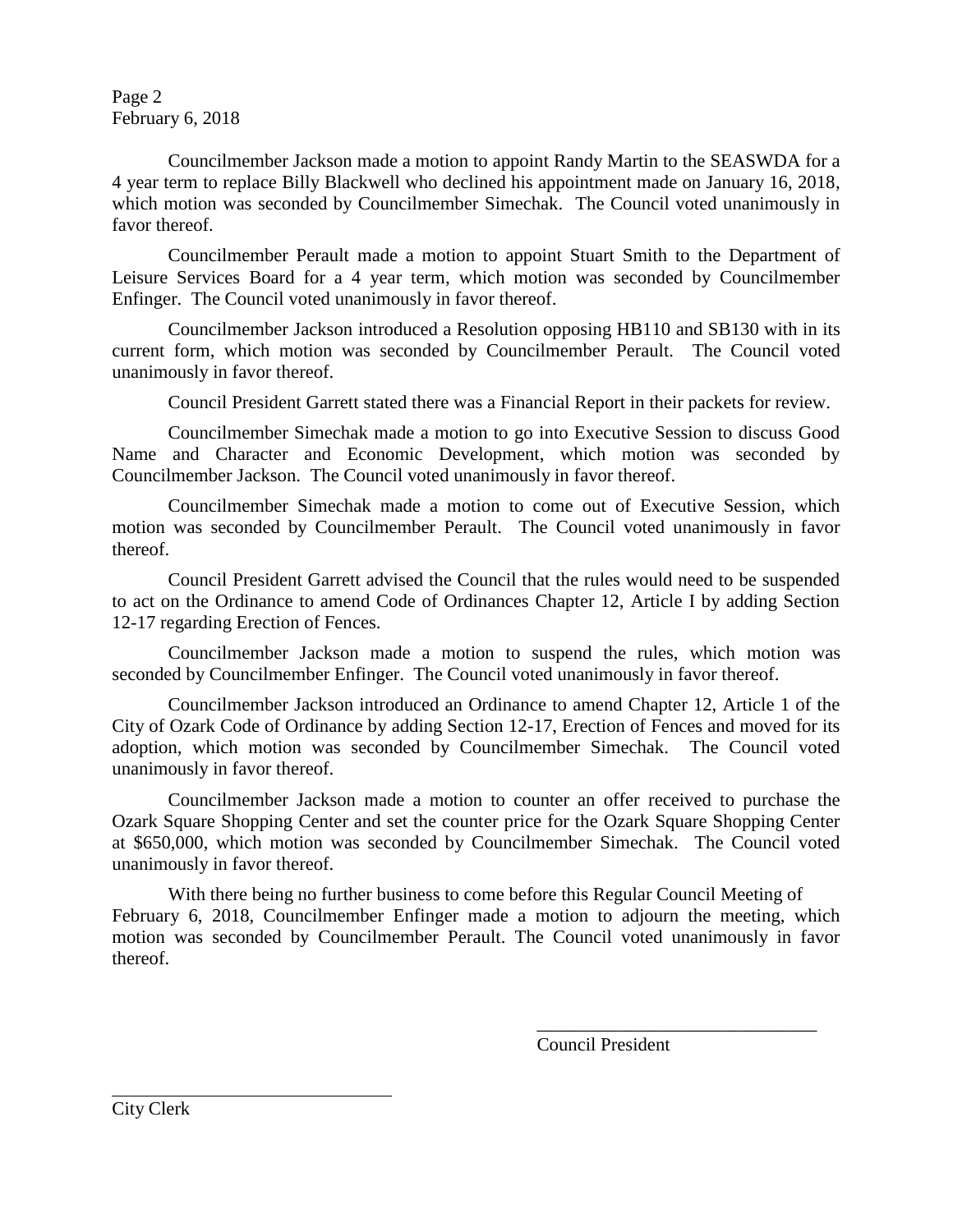Councilmember Jackson made a motion to appoint Randy Martin to the SEASWDA for a 4 year term to replace Billy Blackwell who declined his appointment made on January 16, 2018, which motion was seconded by Councilmember Simechak. The Council voted unanimously in favor thereof.

Councilmember Perault made a motion to appoint Stuart Smith to the Department of Leisure Services Board for a 4 year term, which motion was seconded by Councilmember Enfinger. The Council voted unanimously in favor thereof.

Councilmember Jackson introduced a Resolution opposing HB110 and SB130 with in its current form, which motion was seconded by Councilmember Perault. The Council voted unanimously in favor thereof.

Council President Garrett stated there was a Financial Report in their packets for review.

Councilmember Simechak made a motion to go into Executive Session to discuss Good Name and Character and Economic Development, which motion was seconded by Councilmember Jackson. The Council voted unanimously in favor thereof.

Councilmember Simechak made a motion to come out of Executive Session, which motion was seconded by Councilmember Perault. The Council voted unanimously in favor thereof.

Council President Garrett advised the Council that the rules would need to be suspended to act on the Ordinance to amend Code of Ordinances Chapter 12, Article I by adding Section 12-17 regarding Erection of Fences.

Councilmember Jackson made a motion to suspend the rules, which motion was seconded by Councilmember Enfinger. The Council voted unanimously in favor thereof.

Councilmember Jackson introduced an Ordinance to amend Chapter 12, Article 1 of the City of Ozark Code of Ordinance by adding Section 12-17, Erection of Fences and moved for its adoption, which motion was seconded by Councilmember Simechak. The Council voted unanimously in favor thereof.

Councilmember Jackson made a motion to counter an offer received to purchase the Ozark Square Shopping Center and set the counter price for the Ozark Square Shopping Center at $650,000, which motion was seconded by Councilmember Simechak. The Council voted unanimously in favor thereof.

With there being no further business to come before this Regular Council Meeting of February 6, 2018, Councilmember Enfinger made a motion to adjourn the meeting, which motion was seconded by Councilmember Perault. The Council voted unanimously in favor thereof.

\_\_\_\_\_\_\_\_\_\_\_\_\_\_\_\_\_\_\_\_\_\_\_\_\_\_\_\_\_\_\_
Council President

\_\_\_\_\_\_\_\_\_\_\_\_\_\_\_\_\_\_\_\_\_\_\_\_\_\_\_\_\_\_\_
City Clerk